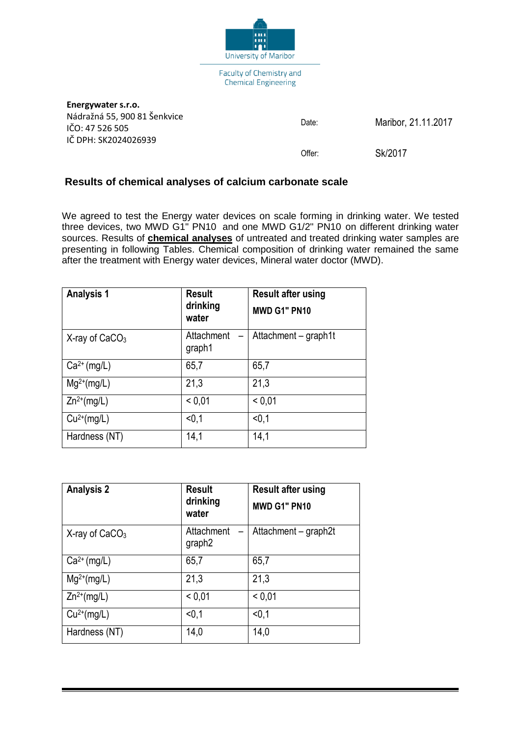University of Maribor

Faculty of Chemistry and Chemical Engineering

**Energywater s.r.o.**
Nádražná 55, 900 81 Šenkvice
IČO: 47 526 505
IČ DPH: SK2024026939

Date: Maribor, 21.11.2017

Offer: Sk/2017

## Results of chemical analyses of calcium carbonate scale

We agreed to test the Energy water devices on scale forming in drinking water. We tested three devices, two MWD G1" PN10 and one MWD G1/2" PN10 on different drinking water sources. Results of **chemical analyses** of untreated and treated drinking water samples are presenting in following Tables. Chemical composition of drinking water remained the same after the treatment with Energy water devices, Mineral water doctor (MWD).

| **Analysis 1** | **Result drinking water** | **Result after using MWD G1" PN10** |
|---|---|---|
| X-ray of $CaCO_3$ | Attachment – graph1 | Attachment – graph1t |
| $Ca^{2+}$ (mg/L) | 65,7 | 65,7 |
| $Mg^{2+}$(mg/L) | 21,3 | 21,3 |
| $Zn^{2+}$(mg/L) | < 0,01 | < 0,01 |
| $Cu^{2+}$(mg/L) | <0,1 | <0,1 |
| Hardness (NT) | 14,1 | 14,1 |

| **Analysis 2** | **Result drinking water** | **Result after using MWD G1" PN10** |
|---|---|---|
| X-ray of $CaCO_3$ | Attachment – graph2 | Attachment – graph2t |
| $Ca^{2+}$ (mg/L) | 65,7 | 65,7 |
| $Mg^{2+}$(mg/L) | 21,3 | 21,3 |
| $Zn^{2+}$(mg/L) | < 0,01 | < 0,01 |
| $Cu^{2+}$(mg/L) | <0,1 | <0,1 |
| Hardness (NT) | 14,0 | 14,0 |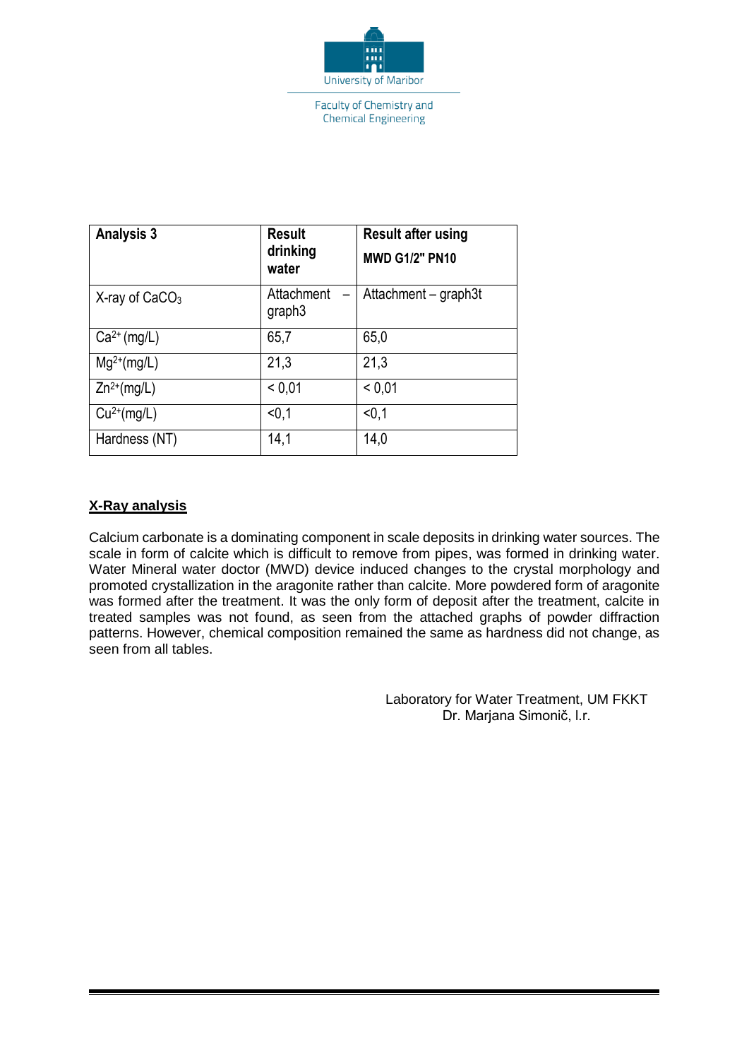University of Maribor

Faculty of Chemistry and Chemical Engineering

| **Analysis 3** | **Result drinking water** | **Result after using MWD G1/2" PN10** |
|---|---|---|
| X-ray of $CaCO_3$ | Attachment – graph3 | Attachment – graph3t |
| $Ca^{2+}$ (mg/L) | 65,7 | 65,0 |
| $Mg^{2+}$(mg/L) | 21,3 | 21,3 |
| $Zn^{2+}$(mg/L) | < 0,01 | < 0,01 |
| $Cu^{2+}$(mg/L) | <0,1 | <0,1 |
| Hardness (NT) | 14,1 | 14,0 |

**X-Ray analysis**

Calcium carbonate is a dominating component in scale deposits in drinking water sources. The scale in form of calcite which is difficult to remove from pipes, was formed in drinking water. Water Mineral water doctor (MWD) device induced changes to the crystal morphology and promoted crystallization in the aragonite rather than calcite. More powdered form of aragonite was formed after the treatment. It was the only form of deposit after the treatment, calcite in treated samples was not found, as seen from the attached graphs of powder diffraction patterns. However, chemical composition remained the same as hardness did not change, as seen from all tables.

Laboratory for Water Treatment, UM FKKT
Dr. Marjana Simonič, l.r.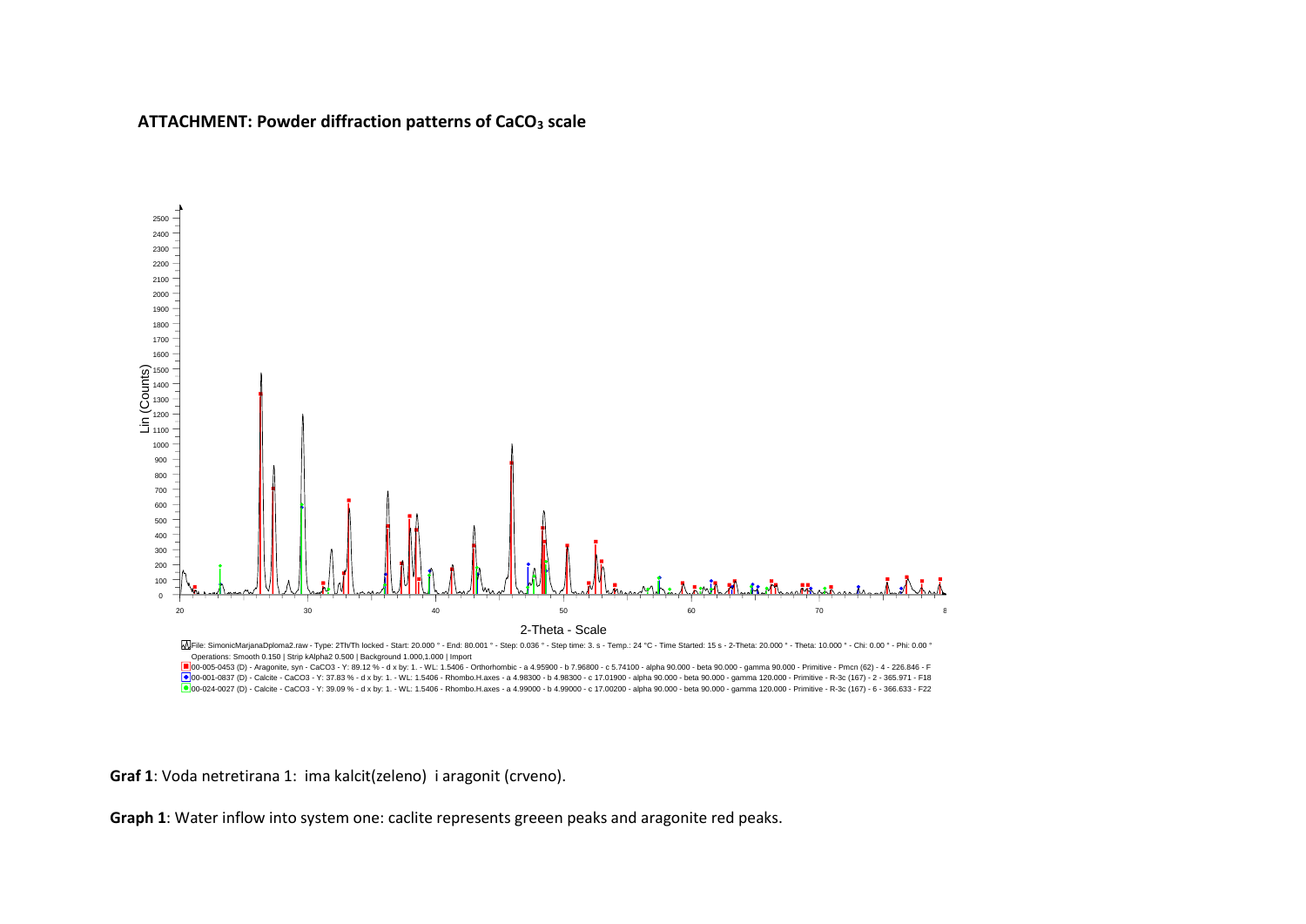**ATTACHMENT: Powder diffraction patterns of $CaCO_3$ scale**

File: SimonicMarjanaDploma2.raw - Type: 2Th/Th locked - Start: 20.000 ° - End: 80.001 ° - Step: 0.036 ° - Step time: 3. s - Temp.: 24 °C - Time Started: 15 s - 2-Theta: 20.000 ° - Theta: 10.000 ° - Chi: 0.00 ° - Phi: 0.00 °
Operations: Smooth 0.150 | Strip kAlpha2 0.500 | Background 1.000,1.000 | Import

00-005-0453 (D) - Aragonite, syn - CaCO3 - Y: 89.12 % - d x by: 1. - WL: 1.5406 - Orthorhombic - a 4.95900 - b 7.96800 - c 5.74100 - alpha 90.000 - beta 90.000 - gamma 90.000 - Primitive - Pmcn (62) - 4 - 226.846 - F

00-001-0837 (D) - Calcite - CaCO3 - Y: 37.83 % - d x by: 1. - WL: 1.5406 - Rhombo.H.axes - a 4.98300 - b 4.98300 - c 17.01900 - alpha 90.000 - beta 90.000 - gamma 120.000 - Primitive - R-3c (167) - 2 - 365.971 - F18

00-024-0027 (D) - Calcite - CaCO3 - Y: 39.09 % - d x by: 1. - WL: 1.5406 - Rhombo.H.axes - a 4.99000 - b 4.99000 - c 17.00200 - alpha 90.000 - beta 90.000 - gamma 120.000 - Primitive - R-3c (167) - 6 - 366.633 - F22

**Graf 1**: Voda netretirana 1: ima kalcit(zeleno) i aragonit (crveno).

**Graph 1**: Water inflow into system one: caclite represents greeen peaks and aragonite red peaks.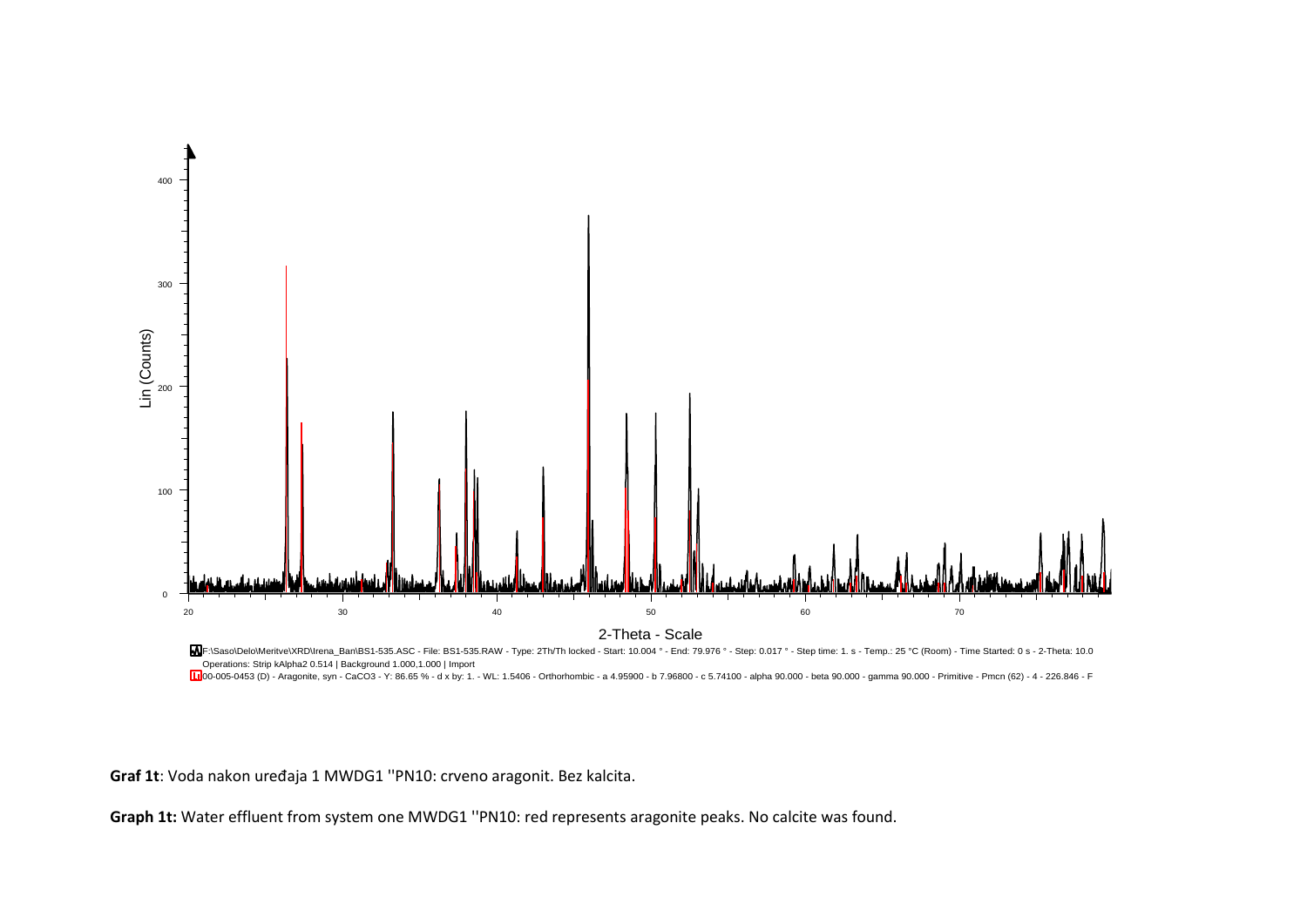**Graf 1t**: Voda nakon uređaja 1 MWDG1 ''PN10: crveno aragonit. Bez kalcita.

**Graph 1t:** Water effluent from system one MWDG1 ''PN10: red represents aragonite peaks. No calcite was found.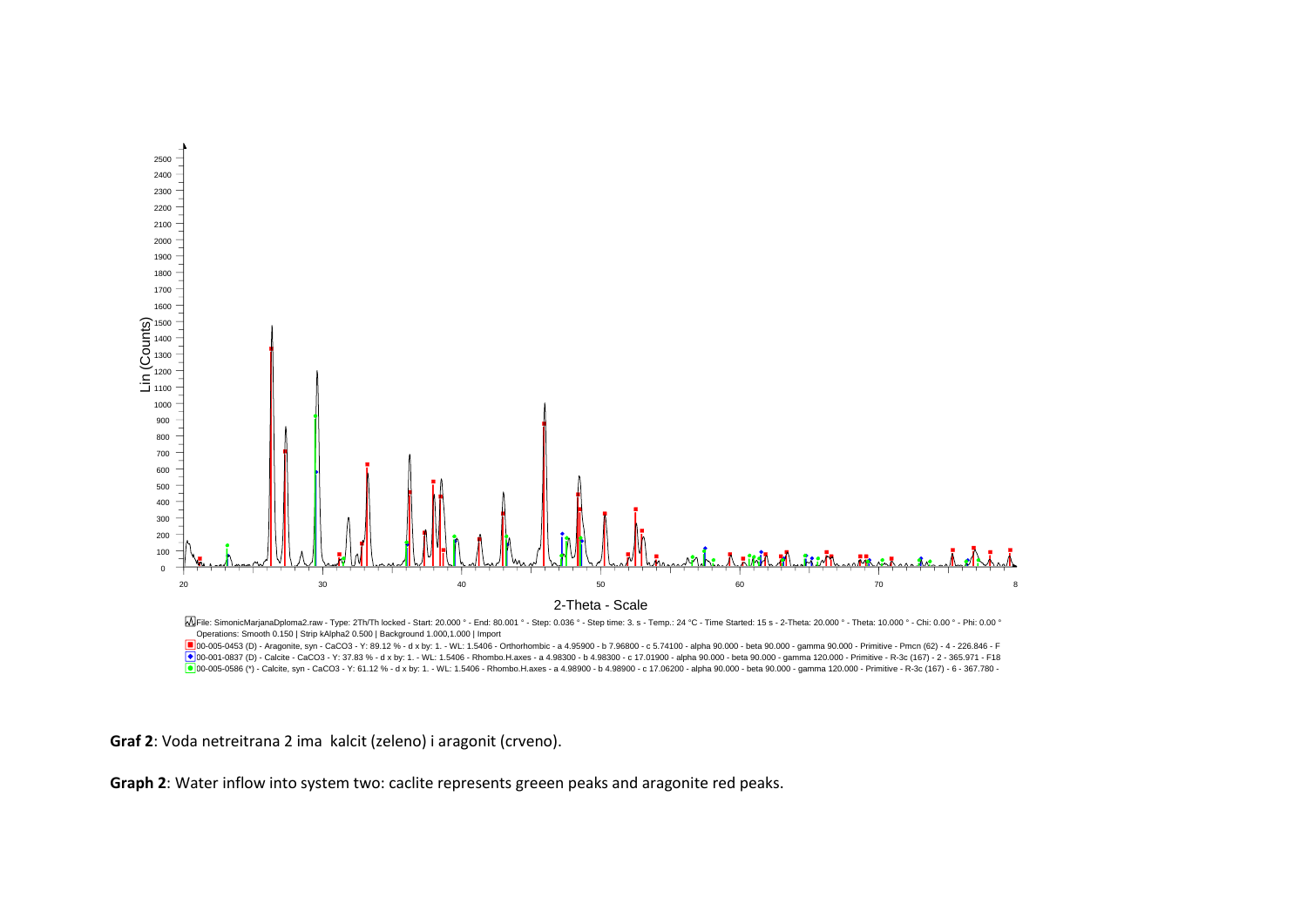**Graf 2**: Voda netreitrana 2 ima  kalcit (zeleno) i aragonit (crveno).

**Graph 2**: Water inflow into system two: caclite represents greeen peaks and aragonite red peaks.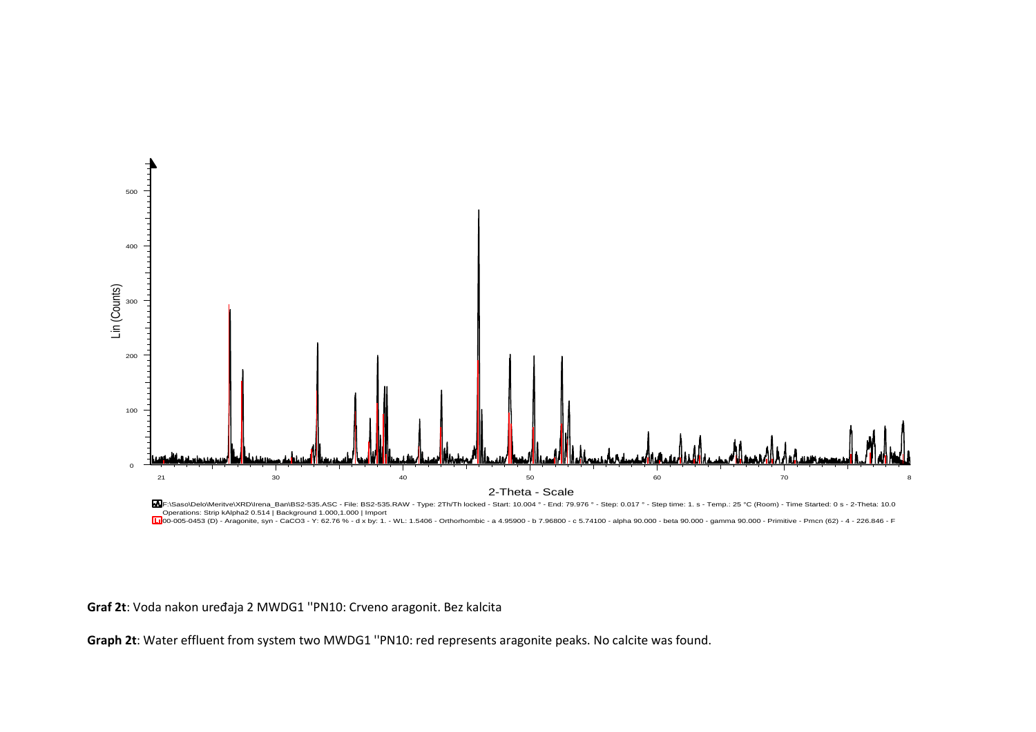**Graf 2t**: Voda nakon uređaja 2 MWDG1 ''PN10: Crveno aragonit. Bez kalcita

**Graph 2t**: Water effluent from system two MWDG1 ''PN10: red represents aragonite peaks. No calcite was found.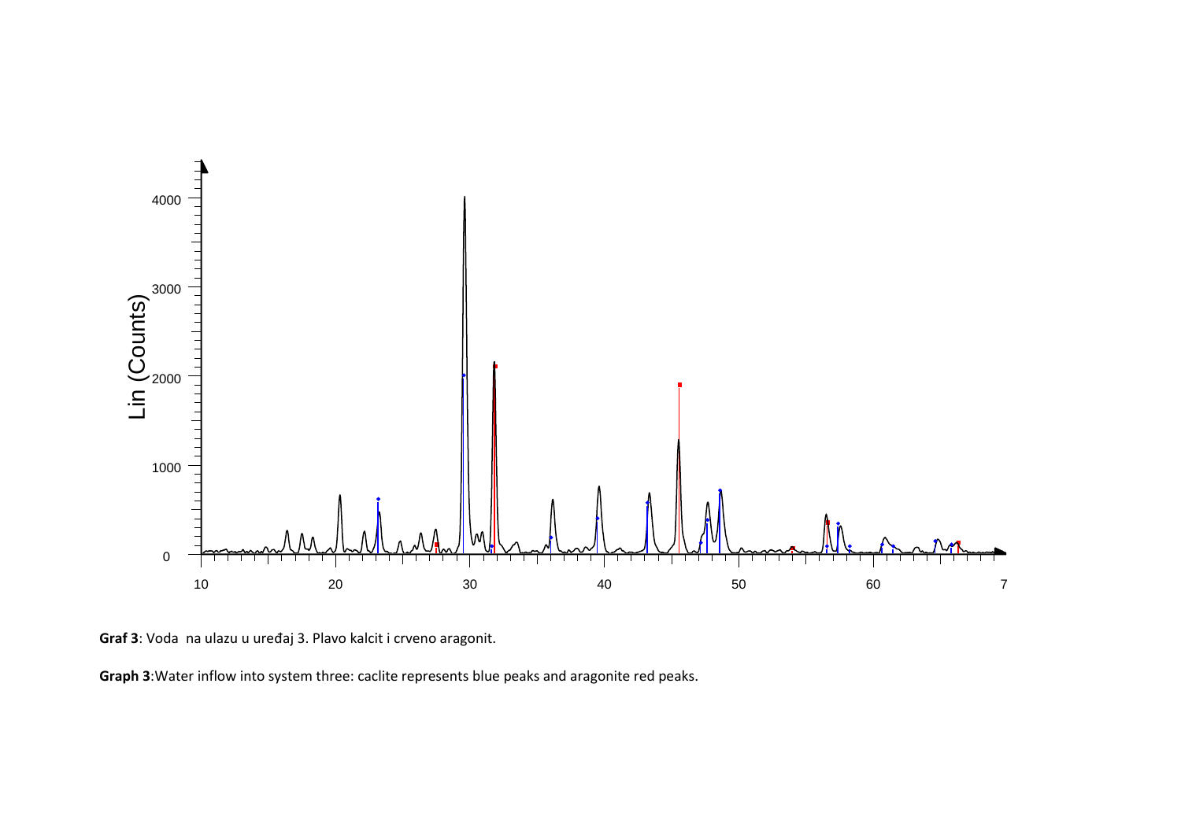**Graf 3**: Voda na ulazu u uređaj 3. Plavo kalcit i crveno aragonit.

**Graph 3**:Water inflow into system three: caclite represents blue peaks and aragonite red peaks.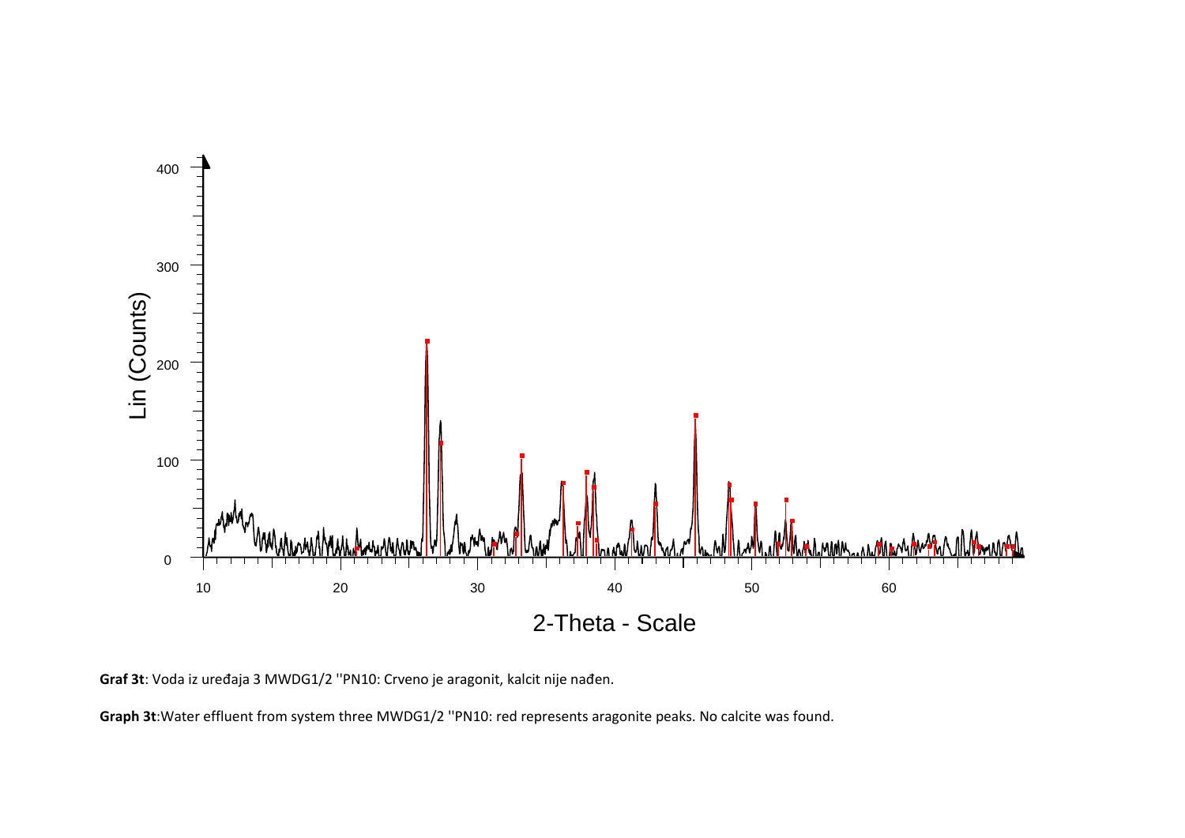Lin (Counts)

400

300

200

100

0

10

20

30

40

50

60

2-Theta - Scale

**Graf 3t**: Voda iz uređaja 3 MWDG1/2 ''PN10: Crveno je aragonit, kalcit nije nađen.

**Graph 3t**:Water effluent from system three MWDG1/2 ''PN10: red represents aragonite peaks. No calcite was found.